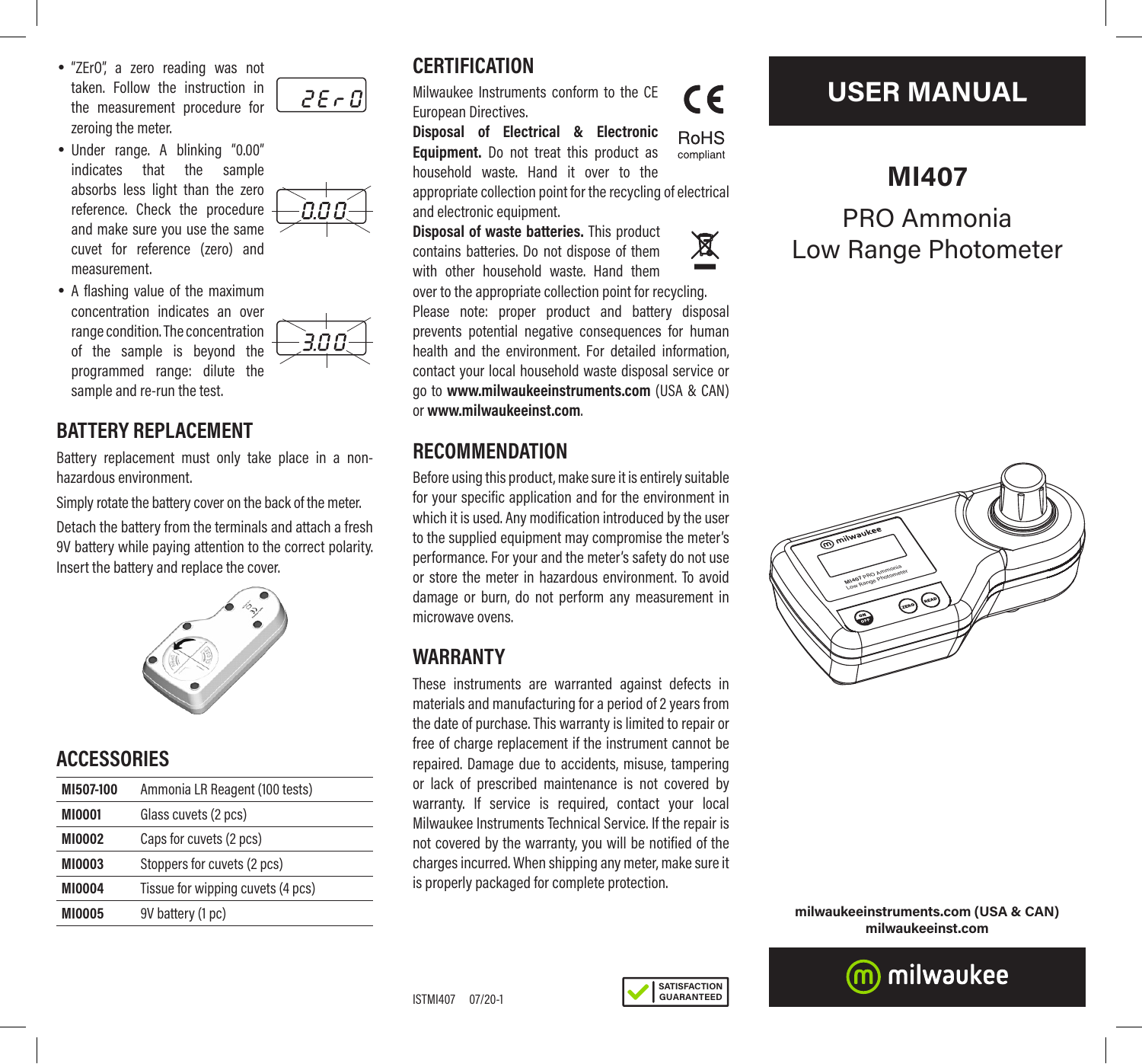- "ZErO", a zero reading was not taken. Follow the instruction in the measurement procedure for zeroing the meter.
- Under range. A blinking "0.00" indicates that the sample absorbs less light than the zero reference. Check the procedure and make sure you use the same cuvet for reference (zero) and measurement.
- A flashing value of the maximum concentration indicates an over range condition. The concentration of the sample is beyond the programmed range: dilute the sample and re-run the test.

## BATTERY REPLACEMENT

Battery replacement must only take place in a non-hazardous environment.

Simply rotate the battery cover on the back of the meter.

Detach the battery from the terminals and attach a fresh 9V battery while paying attention to the correct polarity. Insert the battery and replace the cover.

## ACCESSORIES

| | |
|---|---|
| **MI507-100** | Ammonia LR Reagent (100 tests) |
| **MI0001** | Glass cuvets (2 pcs) |
| **MI0002** | Caps for cuvets (2 pcs) |
| **MI0003** | Stoppers for cuvets (2 pcs) |
| **MI0004** | Tissue for wipping cuvets (4 pcs) |
| **MI0005** | 9V battery (1 pc) |

## CERTIFICATION

Milwaukee Instruments conform to the CE European Directives.

RoHS compliant

**Disposal of Electrical & Electronic Equipment.** Do not treat this product as household waste. Hand it over to the appropriate collection point for the recycling of electrical and electronic equipment.

**Disposal of waste batteries.** This product contains batteries. Do not dispose of them with other household waste. Hand them over to the appropriate collection point for recycling.

Please note: proper product and battery disposal prevents potential negative consequences for human health and the environment. For detailed information, contact your local household waste disposal service or go to **www.milwaukeeinstruments.com** (USA & CAN) or **www.milwaukeeinst.com**.

## RECOMMENDATION

Before using this product, make sure it is entirely suitable for your specific application and for the environment in which it is used. Any modification introduced by the user to the supplied equipment may compromise the meter's performance. For your and the meter's safety do not use or store the meter in hazardous environment. To avoid damage or burn, do not perform any measurement in microwave ovens.

## WARRANTY

These instruments are warranted against defects in materials and manufacturing for a period of 2 years from the date of purchase. This warranty is limited to repair or free of charge replacement if the instrument cannot be repaired. Damage due to accidents, misuse, tampering or lack of prescribed maintenance is not covered by warranty. If service is required, contact your local Milwaukee Instruments Technical Service. If the repair is not covered by the warranty, you will be notified of the charges incurred. When shipping any meter, make sure it is properly packaged for complete protection.

ISTMI407 07/20-1

SATISFACTION GUARANTEED

# USER MANUAL

## MI407

## PRO Ammonia Low Range Photometer

**milwaukeeinstruments.com (USA & CAN)**
**milwaukeeinst.com**

milwaukee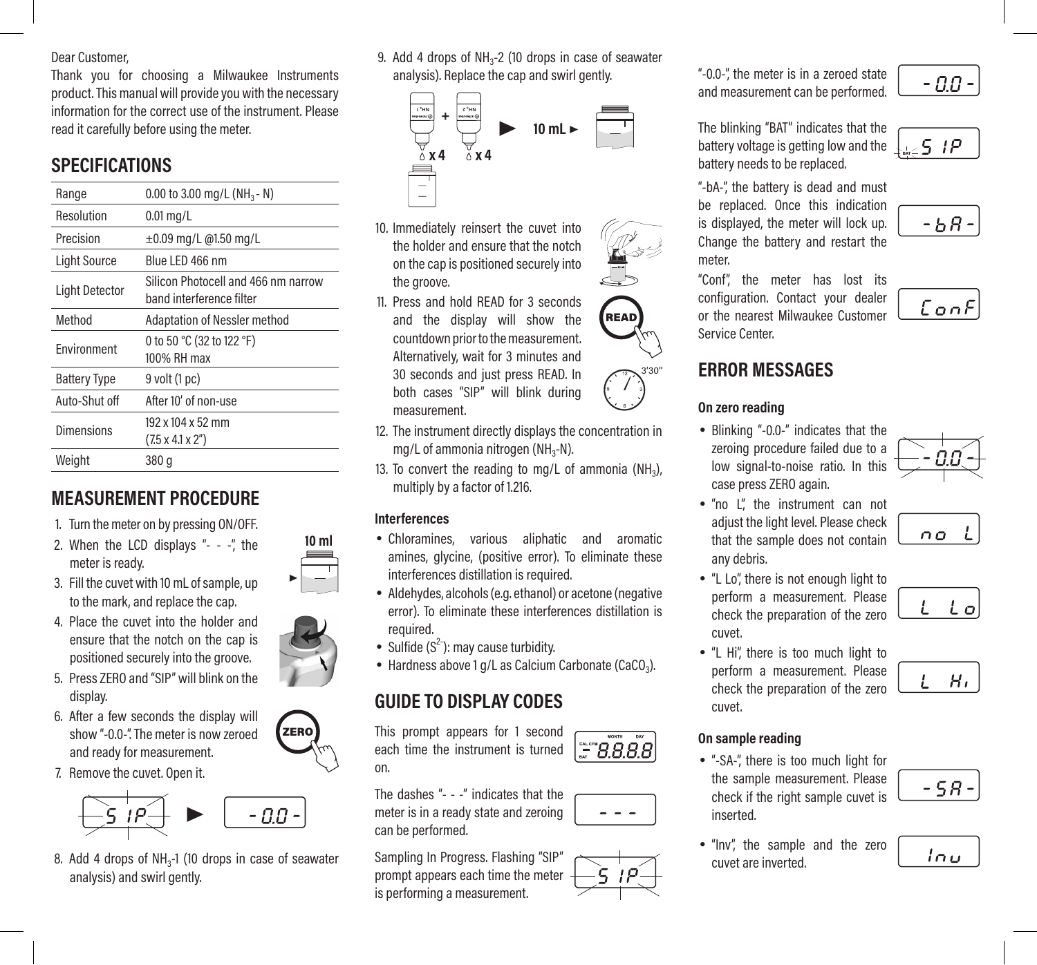Dear Customer,
Thank you for choosing a Milwaukee Instruments product. This manual will provide you with the necessary information for the correct use of the instrument. Please read it carefully before using the meter.

## SPECIFICATIONS

| | |
|---|---|
| Range | 0.00 to 3.00 mg/L ($NH_3$ - N) |
| Resolution | 0.01 mg/L |
| Precision | ±0.09 mg/L @1.50 mg/L |
| Light Source | Blue LED 466 nm |
| Light Detector | Silicon Photocell and 466 nm narrow band interference filter |
| Method | Adaptation of Nessler method |
| Environment | 0 to 50 °C (32 to 122 °F) 100% RH max |
| Battery Type | 9 volt (1 pc) |
| Auto-Shut off | After 10' of non-use |
| Dimensions | 192 x 104 x 52 mm (7.5 x 4.1 x 2") |
| Weight | 380 g |

## MEASUREMENT PROCEDURE

1. Turn the meter on by pressing ON/OFF.
2. When the LCD displays "- - -", the meter is ready.
3. Fill the cuvet with 10 mL of sample, up to the mark, and replace the cap.
4. Place the cuvet into the holder and ensure that the notch on the cap is positioned securely into the groove.
5. Press ZERO and "SIP" will blink on the display.
6. After a few seconds the display will show "-0.0-". The meter is now zeroed and ready for measurement.
7. Remove the cuvet. Open it.
8. Add 4 drops of $NH_3$-1 (10 drops in case of seawater analysis) and swirl gently.
9. Add 4 drops of $NH_3$-2 (10 drops in case of seawater analysis). Replace the cap and swirl gently.
10. Immediately reinsert the cuvet into the holder and ensure that the notch on the cap is positioned securely into the groove.
11. Press and hold READ for 3 seconds and the display will show the countdown prior to the measurement. Alternatively, wait for 3 minutes and 30 seconds and just press READ. In both cases "SIP" will blink during measurement.
12. The instrument directly displays the concentration in mg/L of ammonia nitrogen ($NH_3$-N).
13. To convert the reading to mg/L of ammonia ($NH_3$), multiply by a factor of 1.216.

### Interferences

- Chloramines, various aliphatic and aromatic amines, glycine, (positive error). To eliminate these interferences distillation is required.
- Aldehydes, alcohols (e.g. ethanol) or acetone (negative error). To eliminate these interferences distillation is required.
- Sulfide ($S^{2-}$): may cause turbidity.
- Hardness above 1 g/L as Calcium Carbonate ($CaCO_3$).

## GUIDE TO DISPLAY CODES

This prompt appears for 1 second each time the instrument is turned on.

The dashes "- - -" indicates that the meter is in a ready state and zeroing can be performed.

Sampling In Progress. Flashing "SIP" prompt appears each time the meter is performing a measurement.

"-0.0-", the meter is in a zeroed state and measurement can be performed.

The blinking "BAT" indicates that the battery voltage is getting low and the battery needs to be replaced.

"-bA-", the battery is dead and must be replaced. Once this indication is displayed, the meter will lock up. Change the battery and restart the meter.

"Conf", the meter has lost its configuration. Contact your dealer or the nearest Milwaukee Customer Service Center.

## ERROR MESSAGES

### On zero reading

- Blinking "-0.0-" indicates that the zeroing procedure failed due to a low signal-to-noise ratio. In this case press ZERO again.
- "no L", the instrument can not adjust the light level. Please check that the sample does not contain any debris.
- "L Lo", there is not enough light to perform a measurement. Please check the preparation of the zero cuvet.
- "L Hi", there is too much light to perform a measurement. Please check the preparation of the zero cuvet.

### On sample reading

- "-SA-", there is too much light for the sample measurement. Please check if the right sample cuvet is inserted.
- "Inv", the sample and the zero cuvet are inverted.